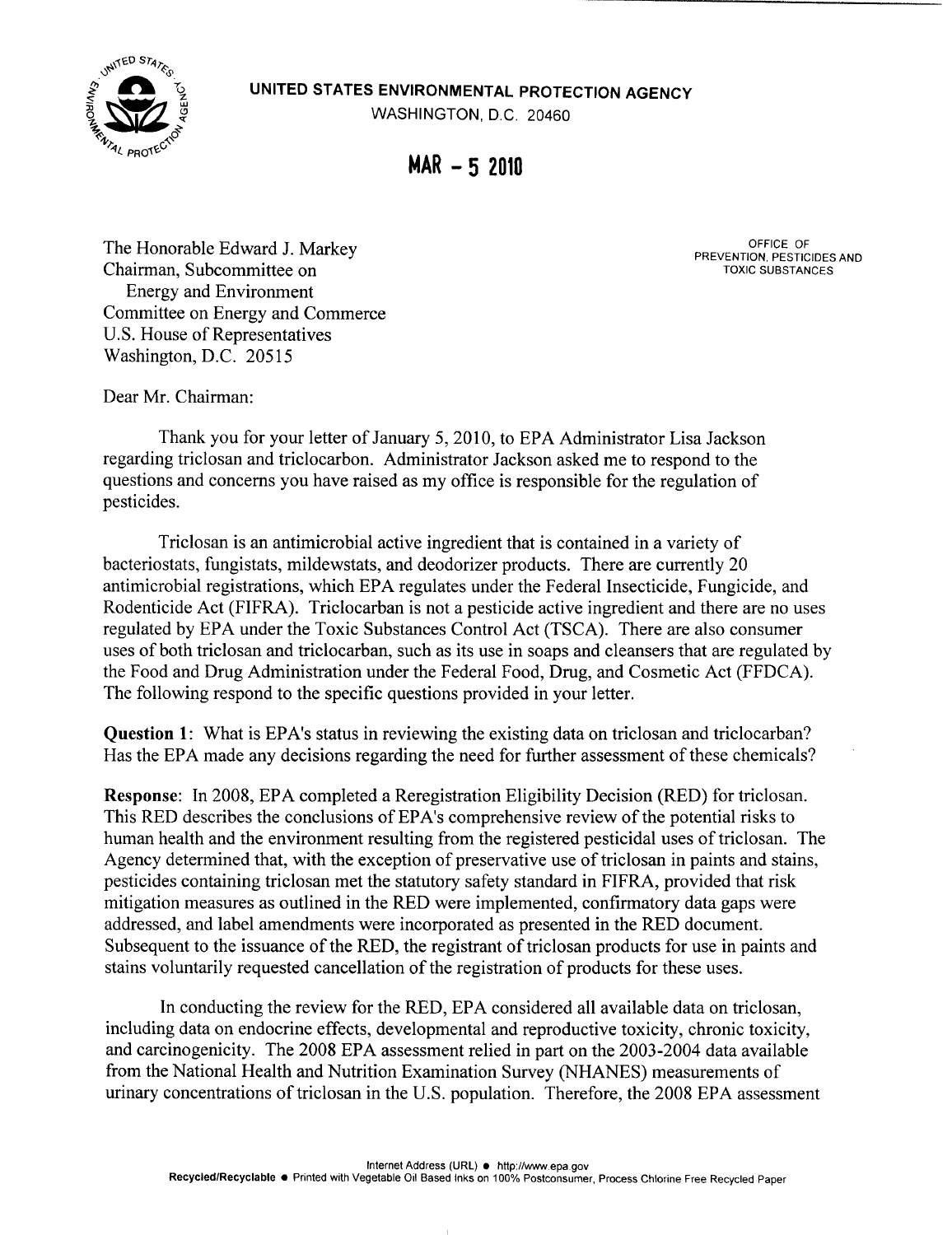**UNITED STATES ENVIRONMENTAL PROTECTION AGENCY**
WASHINGTON, D.C. 20460

**MAR - 5 2010**

OFFICE OF
PREVENTION, PESTICIDES AND
TOXIC SUBSTANCES

The Honorable Edward J. Markey
Chairman, Subcommittee on
Energy and Environment
Committee on Energy and Commerce
U.S. House of Representatives
Washington, D.C. 20515

Dear Mr. Chairman:

Thank you for your letter of January 5, 2010, to EPA Administrator Lisa Jackson regarding triclosan and triclocarbon. Administrator Jackson asked me to respond to the questions and concerns you have raised as my office is responsible for the regulation of pesticides.

Triclosan is an antimicrobial active ingredient that is contained in a variety of bacteriostats, fungistats, mildewstats, and deodorizer products. There are currently 20 antimicrobial registrations, which EPA regulates under the Federal Insecticide, Fungicide, and Rodenticide Act (FIFRA). Triclocarban is not a pesticide active ingredient and there are no uses regulated by EPA under the Toxic Substances Control Act (TSCA). There are also consumer uses of both triclosan and triclocarban, such as its use in soaps and cleansers that are regulated by the Food and Drug Administration under the Federal Food, Drug, and Cosmetic Act (FFDCA). The following respond to the specific questions provided in your letter.

**Question 1**: What is EPA's status in reviewing the existing data on triclosan and triclocarban? Has the EPA made any decisions regarding the need for further assessment of these chemicals?

**Response**: In 2008, EPA completed a Reregistration Eligibility Decision (RED) for triclosan. This RED describes the conclusions of EPA's comprehensive review of the potential risks to human health and the environment resulting from the registered pesticidal uses of triclosan. The Agency determined that, with the exception of preservative use of triclosan in paints and stains, pesticides containing triclosan met the statutory safety standard in FIFRA, provided that risk mitigation measures as outlined in the RED were implemented, confirmatory data gaps were addressed, and label amendments were incorporated as presented in the RED document. Subsequent to the issuance of the RED, the registrant of triclosan products for use in paints and stains voluntarily requested cancellation of the registration of products for these uses.

In conducting the review for the RED, EPA considered all available data on triclosan, including data on endocrine effects, developmental and reproductive toxicity, chronic toxicity, and carcinogenicity. The 2008 EPA assessment relied in part on the 2003-2004 data available from the National Health and Nutrition Examination Survey (NHANES) measurements of urinary concentrations of triclosan in the U.S. population. Therefore, the 2008 EPA assessment

Internet Address (URL) • http://www.epa.gov
Recycled/Recyclable • Printed with Vegetable Oil Based Inks on 100% Postconsumer, Process Chlorine Free Recycled Paper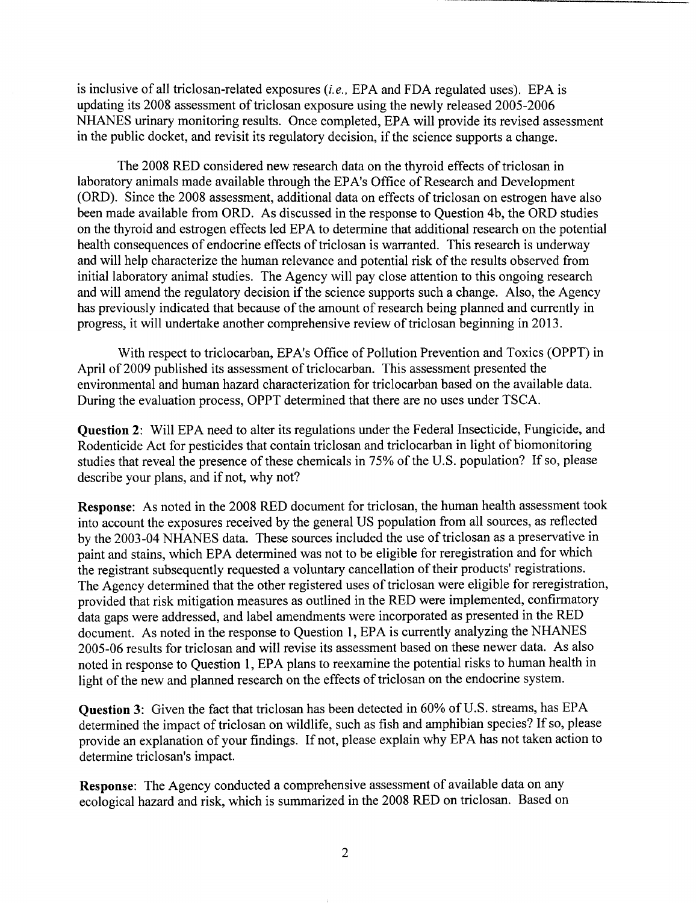is inclusive of all triclosan-related exposures (*i.e.,* EPA and FDA regulated uses). EPA is updating its 2008 assessment of triclosan exposure using the newly released 2005-2006 NHANES urinary monitoring results. Once completed, EPA will provide its revised assessment in the public docket, and revisit its regulatory decision, if the science supports a change.

The 2008 RED considered new research data on the thyroid effects of triclosan in laboratory animals made available through the EPA's Office of Research and Development (ORD). Since the 2008 assessment, additional data on effects of triclosan on estrogen have also been made available from ORD. As discussed in the response to Question 4b, the ORD studies on the thyroid and estrogen effects led EPA to determine that additional research on the potential health consequences of endocrine effects of triclosan is warranted. This research is underway and will help characterize the human relevance and potential risk of the results observed from initial laboratory animal studies. The Agency will pay close attention to this ongoing research and will amend the regulatory decision if the science supports such a change. Also, the Agency has previously indicated that because of the amount of research being planned and currently in progress, it will undertake another comprehensive review of triclosan beginning in 2013.

With respect to triclocarban, EPA's Office of Pollution Prevention and Toxics (OPPT) in April of 2009 published its assessment of triclocarban. This assessment presented the environmental and human hazard characterization for triclocarban based on the available data. During the evaluation process, OPPT determined that there are no uses under TSCA.

**Question 2**: Will EPA need to alter its regulations under the Federal Insecticide, Fungicide, and Rodenticide Act for pesticides that contain triclosan and triclocarban in light of biomonitoring studies that reveal the presence of these chemicals in 75% of the U.S. population? If so, please describe your plans, and if not, why not?

**Response**: As noted in the 2008 RED document for triclosan, the human health assessment took into account the exposures received by the general US population from all sources, as reflected by the 2003-04 NHANES data. These sources included the use of triclosan as a preservative in paint and stains, which EPA determined was not to be eligible for reregistration and for which the registrant subsequently requested a voluntary cancellation of their products' registrations. The Agency determined that the other registered uses of triclosan were eligible for reregistration, provided that risk mitigation measures as outlined in the RED were implemented, confirmatory data gaps were addressed, and label amendments were incorporated as presented in the RED document. As noted in the response to Question 1, EPA is currently analyzing the NHANES 2005-06 results for triclosan and will revise its assessment based on these newer data. As also noted in response to Question 1, EPA plans to reexamine the potential risks to human health in light of the new and planned research on the effects of triclosan on the endocrine system.

**Question 3**: Given the fact that triclosan has been detected in 60% of U.S. streams, has EPA determined the impact of triclosan on wildlife, such as fish and amphibian species? If so, please provide an explanation of your findings. If not, please explain why EPA has not taken action to determine triclosan's impact.

**Response**: The Agency conducted a comprehensive assessment of available data on any ecological hazard and risk, which is summarized in the 2008 RED on triclosan. Based on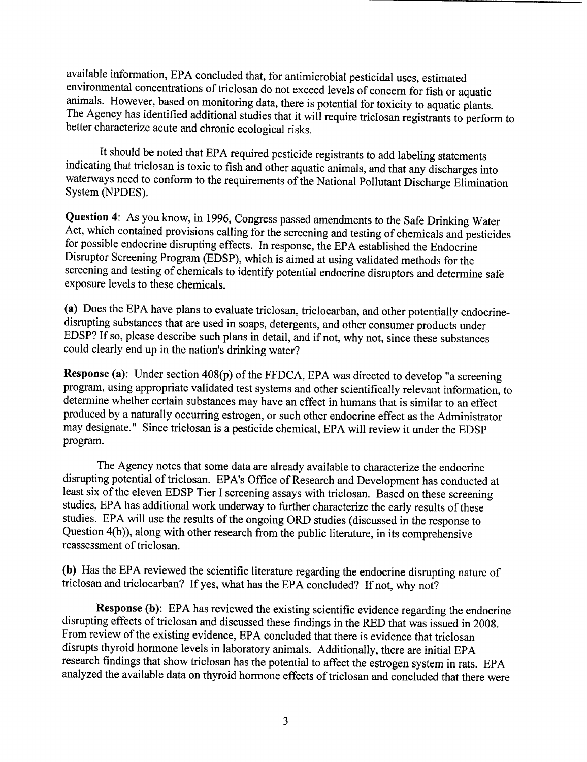available information, EPA concluded that, for antimicrobial pesticidal uses, estimated environmental concentrations of triclosan do not exceed levels of concern for fish or aquatic animals. However, based on monitoring data, there is potential for toxicity to aquatic plants. The Agency has identified additional studies that it will require triclosan registrants to perform to better characterize acute and chronic ecological risks.

It should be noted that EPA required pesticide registrants to add labeling statements indicating that triclosan is toxic to fish and other aquatic animals, and that any discharges into waterways need to conform to the requirements of the National Pollutant Discharge Elimination System (NPDES).

**Question 4**: As you know, in 1996, Congress passed amendments to the Safe Drinking Water Act, which contained provisions calling for the screening and testing of chemicals and pesticides for possible endocrine disrupting effects. In response, the EPA established the Endocrine Disruptor Screening Program (EDSP), which is aimed at using validated methods for the screening and testing of chemicals to identify potential endocrine disruptors and determine safe exposure levels to these chemicals.

**(a)** Does the EPA have plans to evaluate triclosan, triclocarban, and other potentially endocrine-disrupting substances that are used in soaps, detergents, and other consumer products under EDSP? If so, please describe such plans in detail, and if not, why not, since these substances could clearly end up in the nation's drinking water?

**Response (a)**: Under section 408(p) of the FFDCA, EPA was directed to develop "a screening program, using appropriate validated test systems and other scientifically relevant information, to determine whether certain substances may have an effect in humans that is similar to an effect produced by a naturally occurring estrogen, or such other endocrine effect as the Administrator may designate." Since triclosan is a pesticide chemical, EPA will review it under the EDSP program.

The Agency notes that some data are already available to characterize the endocrine disrupting potential of triclosan. EPA's Office of Research and Development has conducted at least six of the eleven EDSP Tier I screening assays with triclosan. Based on these screening studies, EPA has additional work underway to further characterize the early results of these studies. EPA will use the results of the ongoing ORD studies (discussed in the response to Question 4(b)), along with other research from the public literature, in its comprehensive reassessment of triclosan.

**(b)** Has the EPA reviewed the scientific literature regarding the endocrine disrupting nature of triclosan and triclocarban? If yes, what has the EPA concluded? If not, why not?

**Response (b)**: EPA has reviewed the existing scientific evidence regarding the endocrine disrupting effects of triclosan and discussed these findings in the RED that was issued in 2008. From review of the existing evidence, EPA concluded that there is evidence that triclosan disrupts thyroid hormone levels in laboratory animals. Additionally, there are initial EPA research findings that show triclosan has the potential to affect the estrogen system in rats. EPA analyzed the available data on thyroid hormone effects of triclosan and concluded that there were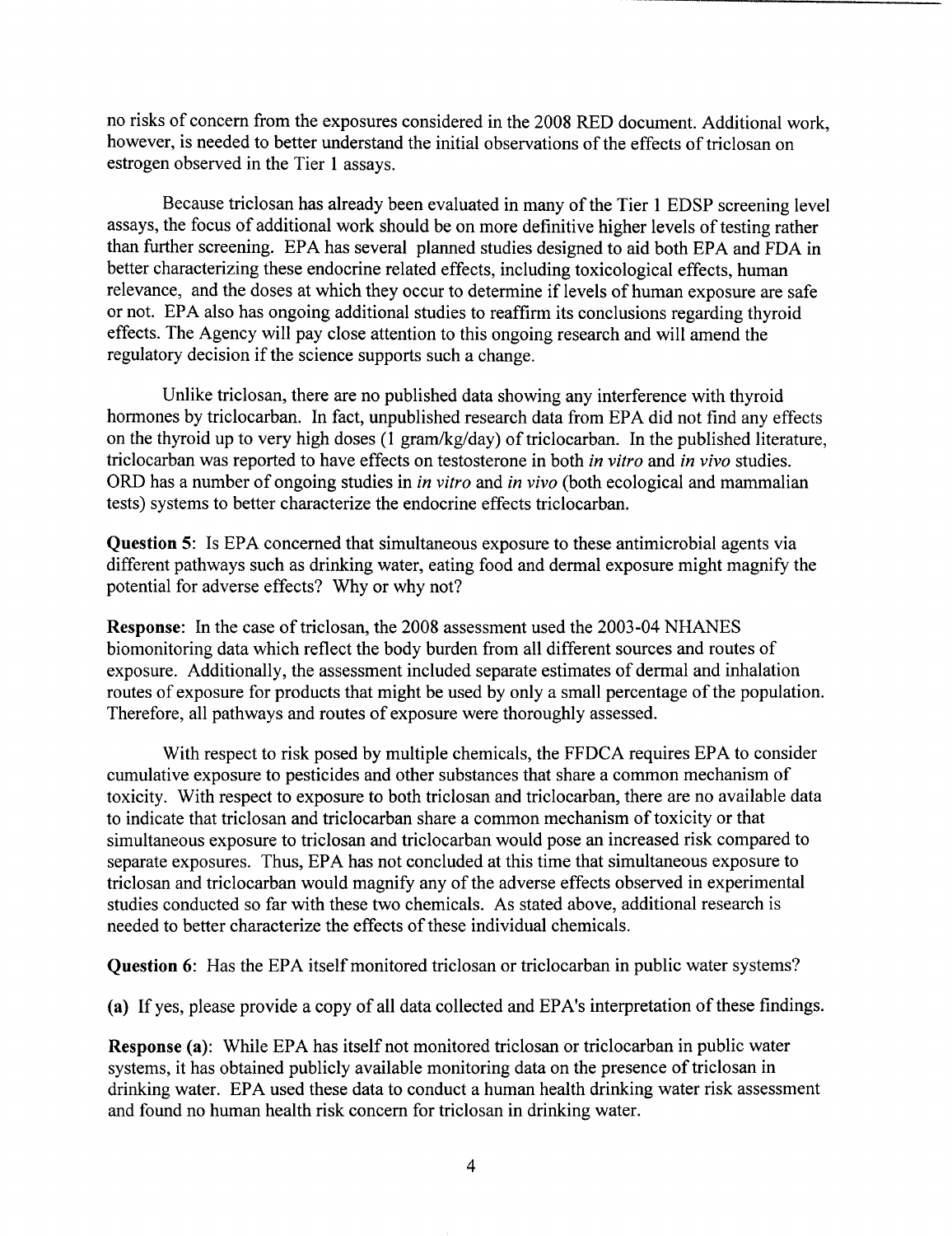no risks of concern from the exposures considered in the 2008 RED document. Additional work, however, is needed to better understand the initial observations of the effects of triclosan on estrogen observed in the Tier 1 assays.

Because triclosan has already been evaluated in many of the Tier 1 EDSP screening level assays, the focus of additional work should be on more definitive higher levels of testing rather than further screening. EPA has several planned studies designed to aid both EPA and FDA in better characterizing these endocrine related effects, including toxicological effects, human relevance, and the doses at which they occur to determine if levels of human exposure are safe or not. EPA also has ongoing additional studies to reaffirm its conclusions regarding thyroid effects. The Agency will pay close attention to this ongoing research and will amend the regulatory decision if the science supports such a change.

Unlike triclosan, there are no published data showing any interference with thyroid hormones by triclocarban. In fact, unpublished research data from EPA did not find any effects on the thyroid up to very high doses (1 gram/kg/day) of triclocarban. In the published literature, triclocarban was reported to have effects on testosterone in both *in vitro* and *in vivo* studies. ORD has a number of ongoing studies in *in vitro* and *in vivo* (both ecological and mammalian tests) systems to better characterize the endocrine effects triclocarban.

**Question 5**: Is EPA concerned that simultaneous exposure to these antimicrobial agents via different pathways such as drinking water, eating food and dermal exposure might magnify the potential for adverse effects? Why or why not?

**Response**: In the case of triclosan, the 2008 assessment used the 2003-04 NHANES biomonitoring data which reflect the body burden from all different sources and routes of exposure. Additionally, the assessment included separate estimates of dermal and inhalation routes of exposure for products that might be used by only a small percentage of the population. Therefore, all pathways and routes of exposure were thoroughly assessed.

With respect to risk posed by multiple chemicals, the FFDCA requires EPA to consider cumulative exposure to pesticides and other substances that share a common mechanism of toxicity. With respect to exposure to both triclosan and triclocarban, there are no available data to indicate that triclosan and triclocarban share a common mechanism of toxicity or that simultaneous exposure to triclosan and triclocarban would pose an increased risk compared to separate exposures. Thus, EPA has not concluded at this time that simultaneous exposure to triclosan and triclocarban would magnify any of the adverse effects observed in experimental studies conducted so far with these two chemicals. As stated above, additional research is needed to better characterize the effects of these individual chemicals.

**Question 6**: Has the EPA itself monitored triclosan or triclocarban in public water systems?

**(a)** If yes, please provide a copy of all data collected and EPA's interpretation of these findings.

**Response (a)**: While EPA has itself not monitored triclosan or triclocarban in public water systems, it has obtained publicly available monitoring data on the presence of triclosan in drinking water. EPA used these data to conduct a human health drinking water risk assessment and found no human health risk concern for triclosan in drinking water.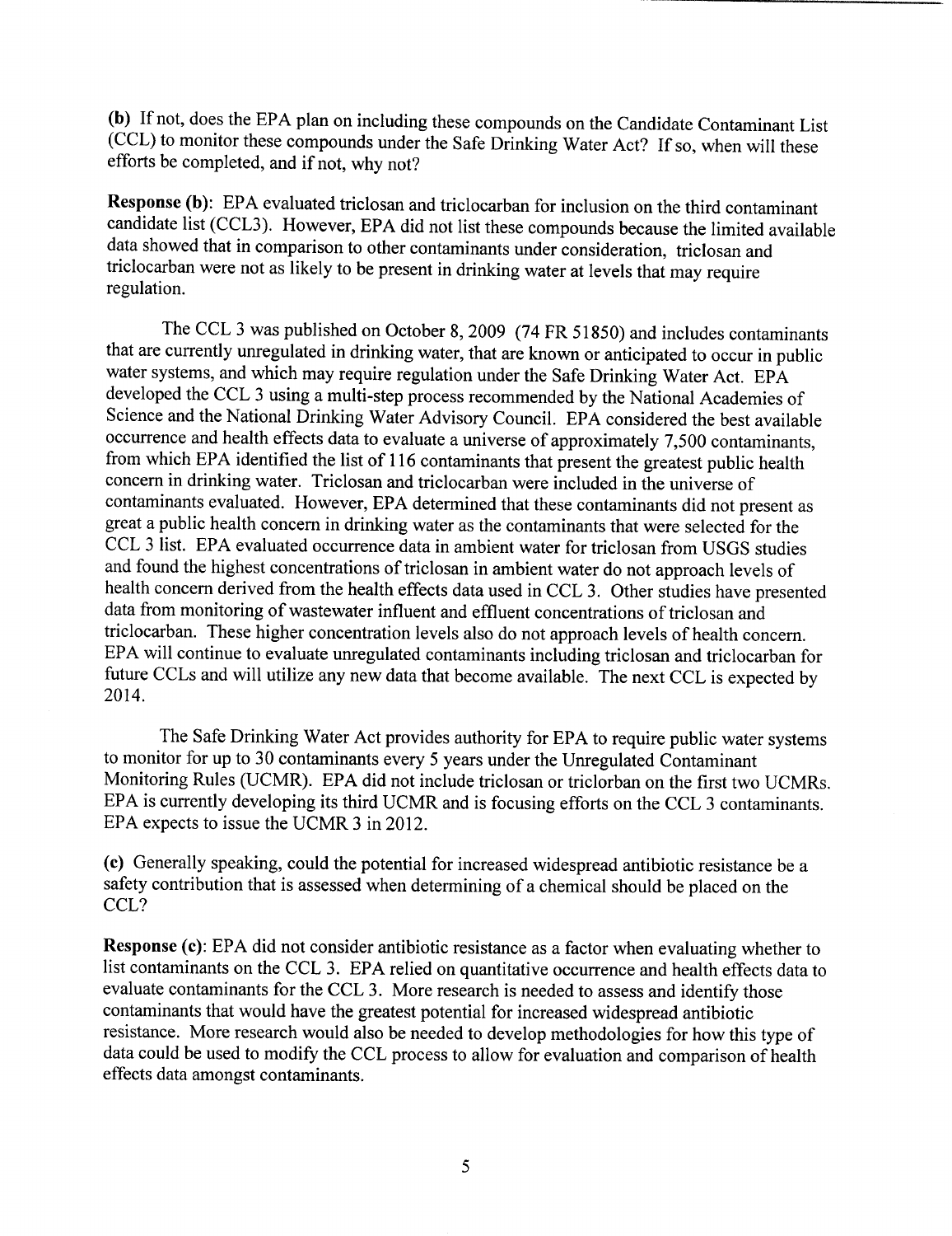**(b)** If not, does the EPA plan on including these compounds on the Candidate Contaminant List (CCL) to monitor these compounds under the Safe Drinking Water Act? If so, when will these efforts be completed, and if not, why not?

**Response (b):** EPA evaluated triclosan and triclocarban for inclusion on the third contaminant candidate list (CCL3). However, EPA did not list these compounds because the limited available data showed that in comparison to other contaminants under consideration, triclosan and triclocarban were not as likely to be present in drinking water at levels that may require regulation.

The CCL 3 was published on October 8, 2009 (74 FR 51850) and includes contaminants that are currently unregulated in drinking water, that are known or anticipated to occur in public water systems, and which may require regulation under the Safe Drinking Water Act. EPA developed the CCL 3 using a multi-step process recommended by the National Academies of Science and the National Drinking Water Advisory Council. EPA considered the best available occurrence and health effects data to evaluate a universe of approximately 7,500 contaminants, from which EPA identified the list of 116 contaminants that present the greatest public health concern in drinking water. Triclosan and triclocarban were included in the universe of contaminants evaluated. However, EPA determined that these contaminants did not present as great a public health concern in drinking water as the contaminants that were selected for the CCL 3 list. EPA evaluated occurrence data in ambient water for triclosan from USGS studies and found the highest concentrations of triclosan in ambient water do not approach levels of health concern derived from the health effects data used in CCL 3. Other studies have presented data from monitoring of wastewater influent and effluent concentrations of triclosan and triclocarban. These higher concentration levels also do not approach levels of health concern. EPA will continue to evaluate unregulated contaminants including triclosan and triclocarban for future CCLs and will utilize any new data that become available. The next CCL is expected by 2014.

The Safe Drinking Water Act provides authority for EPA to require public water systems to monitor for up to 30 contaminants every 5 years under the Unregulated Contaminant Monitoring Rules (UCMR). EPA did not include triclosan or triclorban on the first two UCMRs. EPA is currently developing its third UCMR and is focusing efforts on the CCL 3 contaminants. EPA expects to issue the UCMR 3 in 2012.

**(c)** Generally speaking, could the potential for increased widespread antibiotic resistance be a safety contribution that is assessed when determining of a chemical should be placed on the CCL?

**Response (c):** EPA did not consider antibiotic resistance as a factor when evaluating whether to list contaminants on the CCL 3. EPA relied on quantitative occurrence and health effects data to evaluate contaminants for the CCL 3. More research is needed to assess and identify those contaminants that would have the greatest potential for increased widespread antibiotic resistance. More research would also be needed to develop methodologies for how this type of data could be used to modify the CCL process to allow for evaluation and comparison of health effects data amongst contaminants.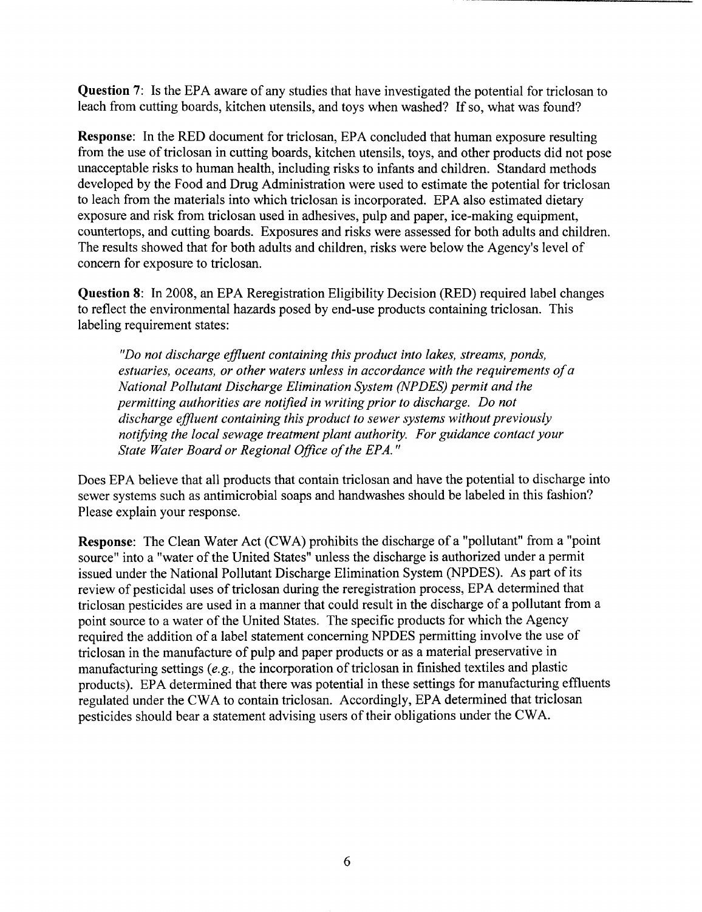**Question 7**: Is the EPA aware of any studies that have investigated the potential for triclosan to leach from cutting boards, kitchen utensils, and toys when washed? If so, what was found?

**Response**: In the RED document for triclosan, EPA concluded that human exposure resulting from the use of triclosan in cutting boards, kitchen utensils, toys, and other products did not pose unacceptable risks to human health, including risks to infants and children. Standard methods developed by the Food and Drug Administration were used to estimate the potential for triclosan to leach from the materials into which triclosan is incorporated. EPA also estimated dietary exposure and risk from triclosan used in adhesives, pulp and paper, ice-making equipment, countertops, and cutting boards. Exposures and risks were assessed for both adults and children. The results showed that for both adults and children, risks were below the Agency's level of concern for exposure to triclosan.

**Question 8**: In 2008, an EPA Reregistration Eligibility Decision (RED) required label changes to reflect the environmental hazards posed by end-use products containing triclosan. This labeling requirement states:

> *"Do not discharge effluent containing this product into lakes, streams, ponds, estuaries, oceans, or other waters unless in accordance with the requirements of a National Pollutant Discharge Elimination System (NPDES) permit and the permitting authorities are notified in writing prior to discharge. Do not discharge effluent containing this product to sewer systems without previously notifying the local sewage treatment plant authority. For guidance contact your State Water Board or Regional Office of the EPA."*

Does EPA believe that all products that contain triclosan and have the potential to discharge into sewer systems such as antimicrobial soaps and handwashes should be labeled in this fashion? Please explain your response.

**Response**: The Clean Water Act (CWA) prohibits the discharge of a "pollutant" from a "point source" into a "water of the United States" unless the discharge is authorized under a permit issued under the National Pollutant Discharge Elimination System (NPDES). As part of its review of pesticidal uses of triclosan during the reregistration process, EPA determined that triclosan pesticides are used in a manner that could result in the discharge of a pollutant from a point source to a water of the United States. The specific products for which the Agency required the addition of a label statement concerning NPDES permitting involve the use of triclosan in the manufacture of pulp and paper products or as a material preservative in manufacturing settings (*e.g.,* the incorporation of triclosan in finished textiles and plastic products). EPA determined that there was potential in these settings for manufacturing effluents regulated under the CWA to contain triclosan. Accordingly, EPA determined that triclosan pesticides should bear a statement advising users of their obligations under the CWA.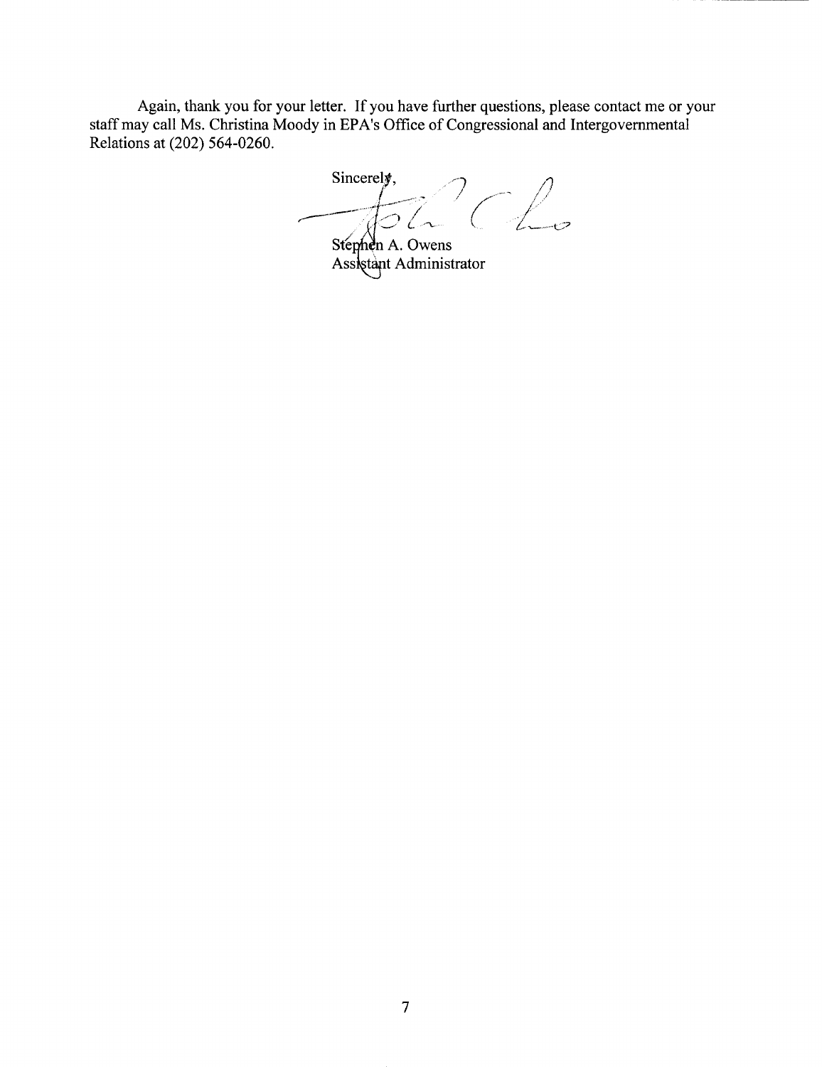Again, thank you for your letter. If you have further questions, please contact me or your staff may call Ms. Christina Moody in EPA's Office of Congressional and Intergovernmental Relations at (202) 564-0260.

Sincerely,

Stephen A. Owens
Assistant Administrator